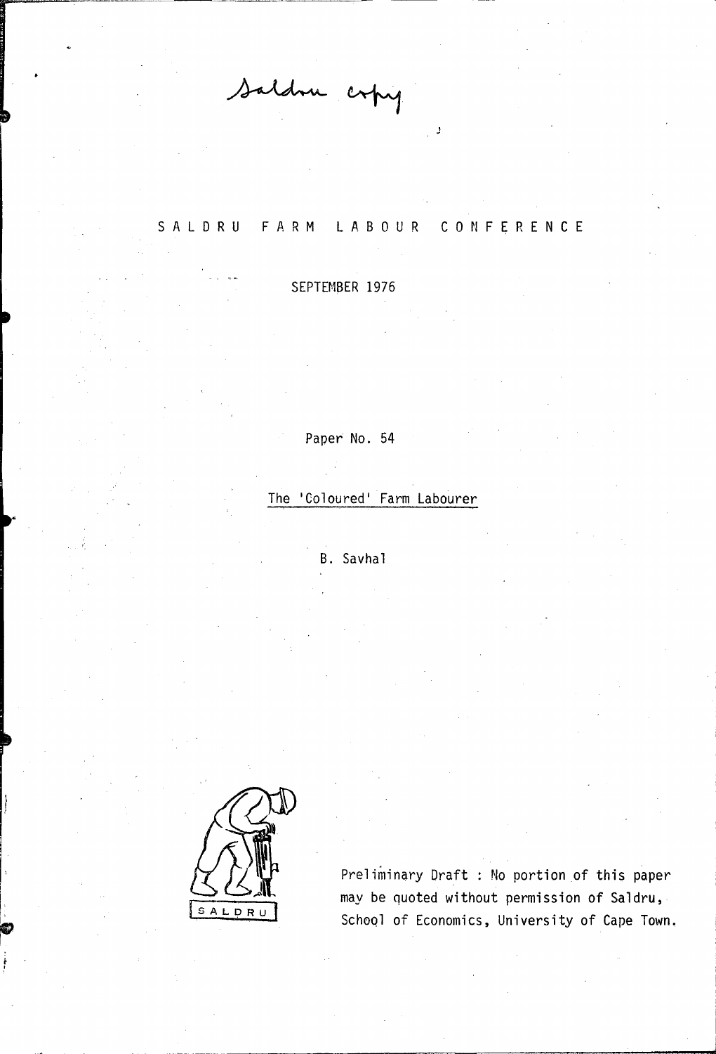Saldru copy

# SALDRU FARM LABOUR CONFERENCE

SEPTEMBER 1976

Paper No. 54

## The 'Coloured' Farm Labourer

B. Savhal

SALDRU

Preliminary Draft : No portion of this paper may be quoted without permission of Saldru, School of Economics, University of Cape Town.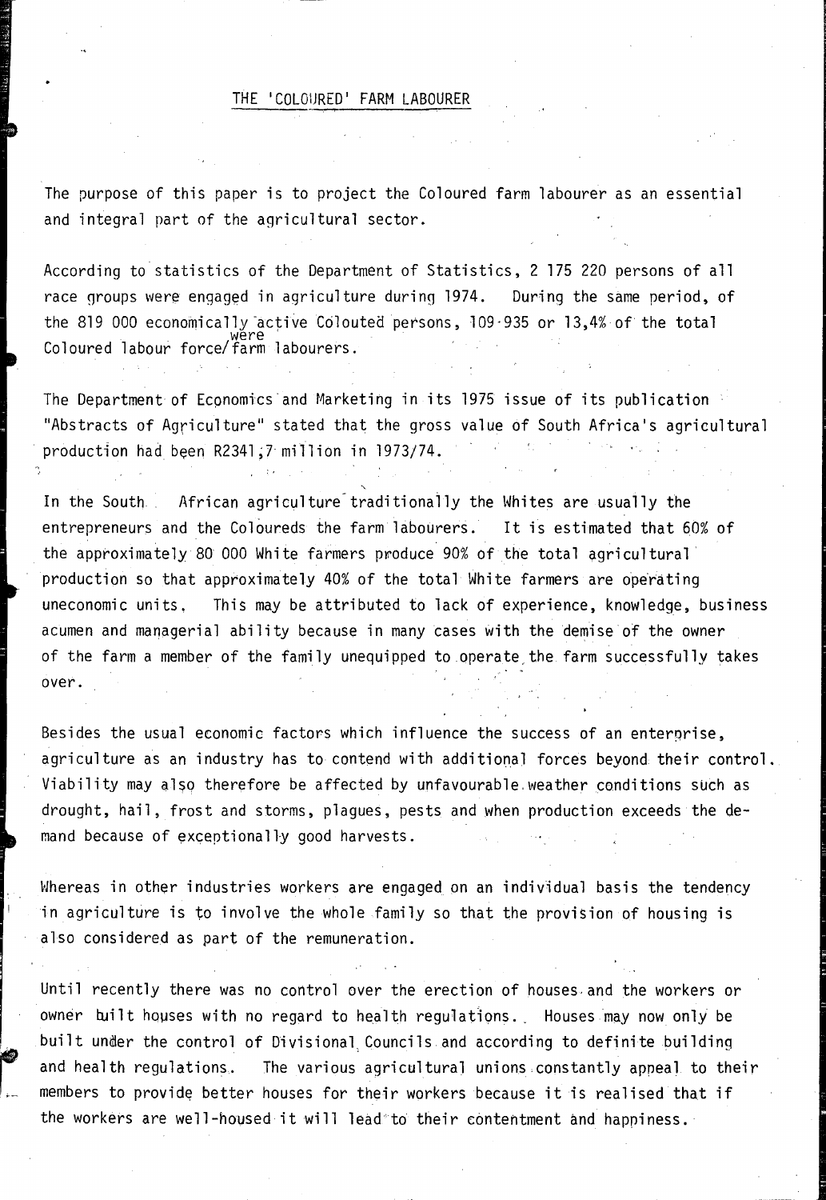# THE 'COLOURED' FARM LABOURER

The purpose of this paper is to project the Coloured farm labourer as an essential and integral part of the agricultural sector.

According to statistics of the Department of Statistics, 2 175 220 persons of all race groups were engaged in agriculture during 1974. During the same period, of the 819 000 economically active Colouted persons, 109·935 or 13,4% of the total Coloured labour force were farm labourers.

The Department of Economics and Marketing in its 1975 issue of its publication "Abstracts of Agriculture" stated that the gross value of South Africa's agricultural production had been R2341,7 million in 1973/74.

In the South African agriculture traditionally the Whites are usually the entrepreneurs and the Coloureds the farm labourers. It is estimated that 60% of the approximately 80 000 White farmers produce 90% of the total agricultural production so that approximately 40% of the total White farmers are operating uneconomic units. This may be attributed to lack of experience, knowledge, business acumen and managerial ability because in many cases with the demise of the owner of the farm a member of the family unequipped to operate the farm successfully takes over.

Besides the usual economic factors which influence the success of an enterprise, agriculture as an industry has to contend with additional forces beyond their control. Viability may also therefore be affected by unfavourable weather conditions such as drought, hail, frost and storms, plagues, pests and when production exceeds the demand because of exceptionally good harvests.

Whereas in other industries workers are engaged on an individual basis the tendency in agriculture is to involve the whole family so that the provision of housing is also considered as part of the remuneration.

Until recently there was no control over the erection of houses and the workers or owner built houses with no regard to health regulations. Houses may now only be built under the control of Divisional Councils and according to definite building and health regulations. The various agricultural unions constantly appeal to their members to provide better houses for their workers because it is realised that if the workers are well-housed it will lead to their contentment and happiness.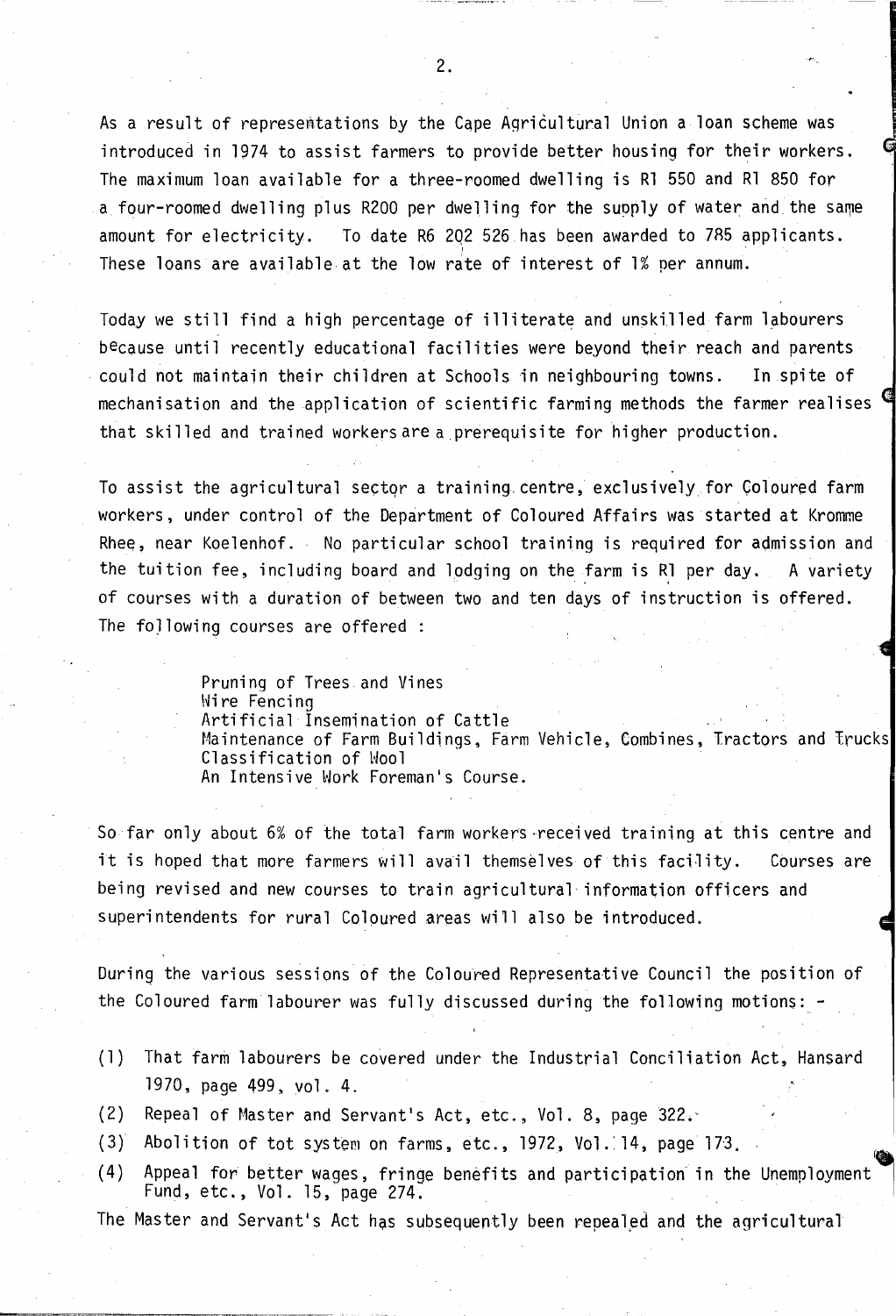As a result of representations by the Cape Agricultural Union a loan scheme was introduced in 1974 to assist farmers to provide better housing for their workers. The maximum loan available for a three-roomed dwelling is R1 550 and R1 850 for a four-roomed dwelling plus R200 per dwelling for the supply of water and the same amount for electricity. To date R6 202 526 has been awarded to 785 applicants. These loans are available at the low rate of interest of 1% per annum.

Today we still find a high percentage of illiterate and unskilled farm labourers because until recently educational facilities were beyond their reach and parents could not maintain their children at Schools in neighbouring towns. In spite of mechanisation and the application of scientific farming methods the farmer realises that skilled and trained workers are a prerequisite for higher production.

To assist the agricultural sector a training centre, exclusively for Coloured farm workers, under control of the Department of Coloured Affairs was started at Kromme Rhee, near Koelenhof. No particular school training is required for admission and the tuition fee, including board and lodging on the farm is R1 per day. A variety of courses with a duration of between two and ten days of instruction is offered. The following courses are offered :

Pruning of Trees and Vines
Wire Fencing
Artificial Insemination of Cattle
Maintenance of Farm Buildings, Farm Vehicle, Combines, Tractors and Trucks
Classification of Wool
An Intensive Work Foreman's Course.

So far only about 6% of the total farm workers received training at this centre and it is hoped that more farmers will avail themselves of this facility. Courses are being revised and new courses to train agricultural information officers and superintendents for rural Coloured areas will also be introduced.

During the various sessions of the Coloured Representative Council the position of the Coloured farm labourer was fully discussed during the following motions: -

(1) That farm labourers be covered under the Industrial Conciliation Act, Hansard 1970, page 499, vol. 4.
(2) Repeal of Master and Servant's Act, etc., Vol. 8, page 322.
(3) Abolition of tot system on farms, etc., 1972, Vol. 14, page 173.
(4) Appeal for better wages, fringe benefits and participation in the Unemployment Fund, etc., Vol. 15, page 274.

The Master and Servant's Act has subsequently been repealed and the agricultural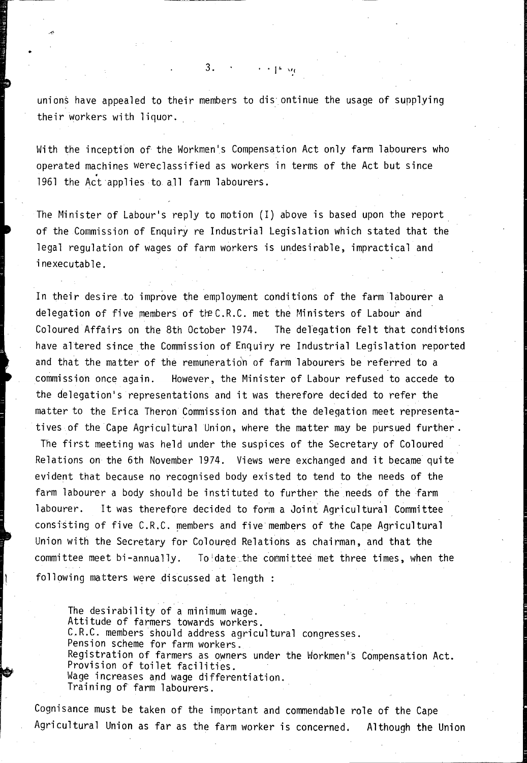unions have appealed to their members to discontinue the usage of supplying their workers with liquor.

With the inception of the Workmen's Compensation Act only farm labourers who operated machines wereclassified as workers in terms of the Act but since 1961 the Act applies to all farm labourers.

The Minister of Labour's reply to motion (I) above is based upon the report of the Commission of Enquiry re Industrial Legislation which stated that the legal regulation of wages of farm workers is undesirable, impractical and inexecutable.

In their desire to improve the employment conditions of the farm labourer a delegation of five members of the C.R.C. met the Ministers of Labour and Coloured Affairs on the 8th October 1974. The delegation felt that conditions have altered since the Commission of Enquiry re Industrial Legislation reported and that the matter of the remuneration of farm labourers be referred to a commission once again. However, the Minister of Labour refused to accede to the delegation's representations and it was therefore decided to refer the matter to the Erica Theron Commission and that the delegation meet representatives of the Cape Agricultural Union, where the matter may be pursued further. The first meeting was held under the suspices of the Secretary of Coloured Relations on the 6th November 1974. Views were exchanged and it became quite evident that because no recognised body existed to tend to the needs of the farm labourer a body should be instituted to further the needs of the farm labourer. It was therefore decided to form a Joint Agricultural Committee consisting of five C.R.C. members and five members of the Cape Agricultural Union with the Secretary for Coloured Relations as chairman, and that the committee meet bi-annually. To date the committee met three times, when the following matters were discussed at length :

The desirability of a minimum wage.
Attitude of farmers towards workers.
C.R.C. members should address agricultural congresses.
Pension scheme for farm workers.
Registration of farmers as owners under the Workmen's Compensation Act.
Provision of toilet facilities.
Wage increases and wage differentiation.
Training of farm labourers.

Cognisance must be taken of the important and commendable role of the Cape Agricultural Union as far as the farm worker is concerned. Although the Union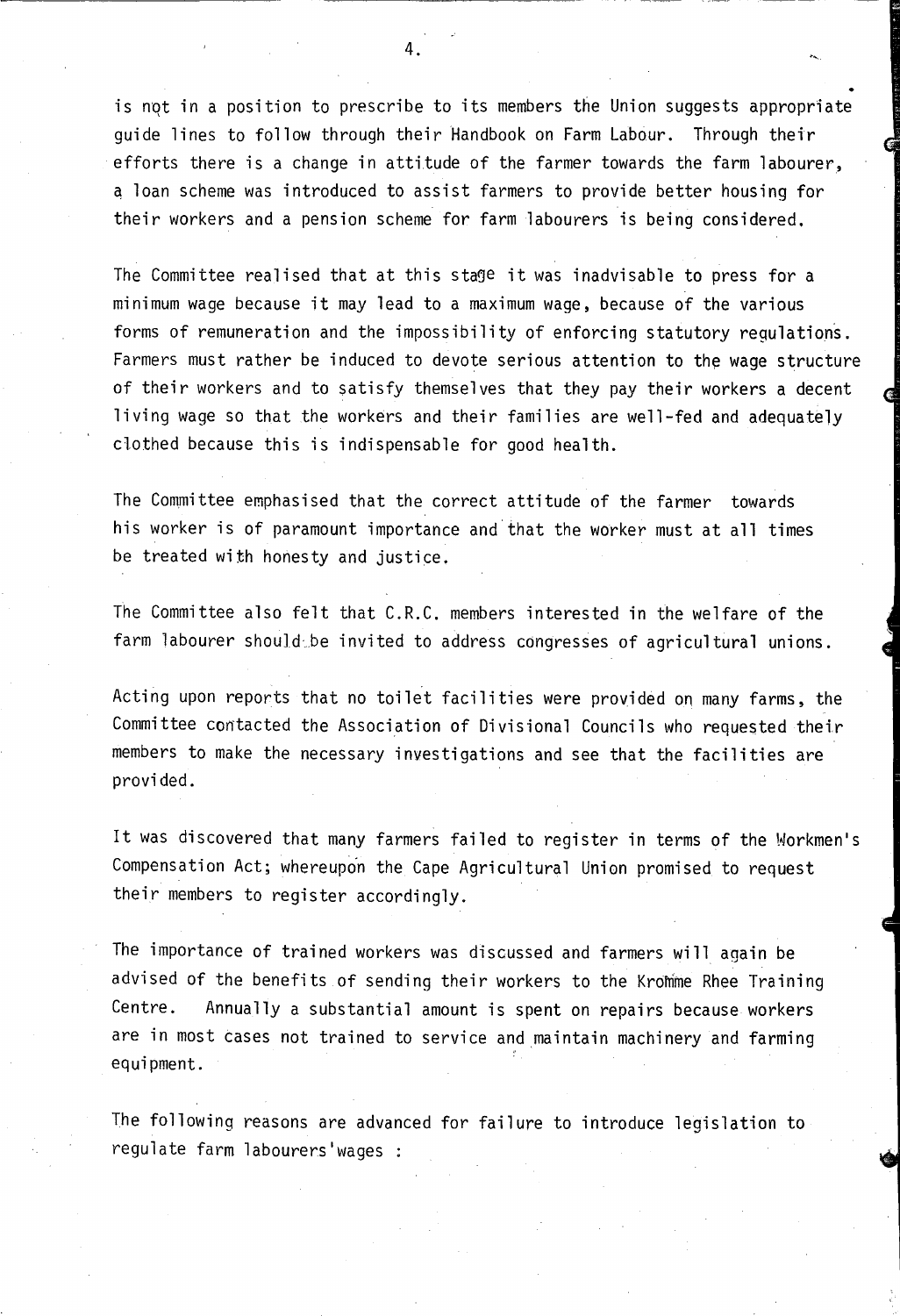is not in a position to prescribe to its members the Union suggests appropriate guide lines to follow through their Handbook on Farm Labour. Through their efforts there is a change in attitude of the farmer towards the farm labourer, a loan scheme was introduced to assist farmers to provide better housing for their workers and a pension scheme for farm labourers is being considered.

The Committee realised that at this stage it was inadvisable to press for a minimum wage because it may lead to a maximum wage, because of the various forms of remuneration and the impossibility of enforcing statutory regulations. Farmers must rather be induced to devote serious attention to the wage structure of their workers and to satisfy themselves that they pay their workers a decent living wage so that the workers and their families are well-fed and adequately clothed because this is indispensable for good health.

The Committee emphasised that the correct attitude of the farmer towards his worker is of paramount importance and that the worker must at all times be treated with honesty and justice.

The Committee also felt that C.R.C. members interested in the welfare of the farm labourer should be invited to address congresses of agricultural unions.

Acting upon reports that no toilet facilities were provided on many farms, the Committee contacted the Association of Divisional Councils who requested their members to make the necessary investigations and see that the facilities are provided.

It was discovered that many farmers failed to register in terms of the Workmen's Compensation Act; whereupon the Cape Agricultural Union promised to request their members to register accordingly.

The importance of trained workers was discussed and farmers will again be advised of the benefits of sending their workers to the Kromme Rhee Training Centre. Annually a substantial amount is spent on repairs because workers are in most cases not trained to service and maintain machinery and farming equipment.

The following reasons are advanced for failure to introduce legislation to regulate farm labourers'wages :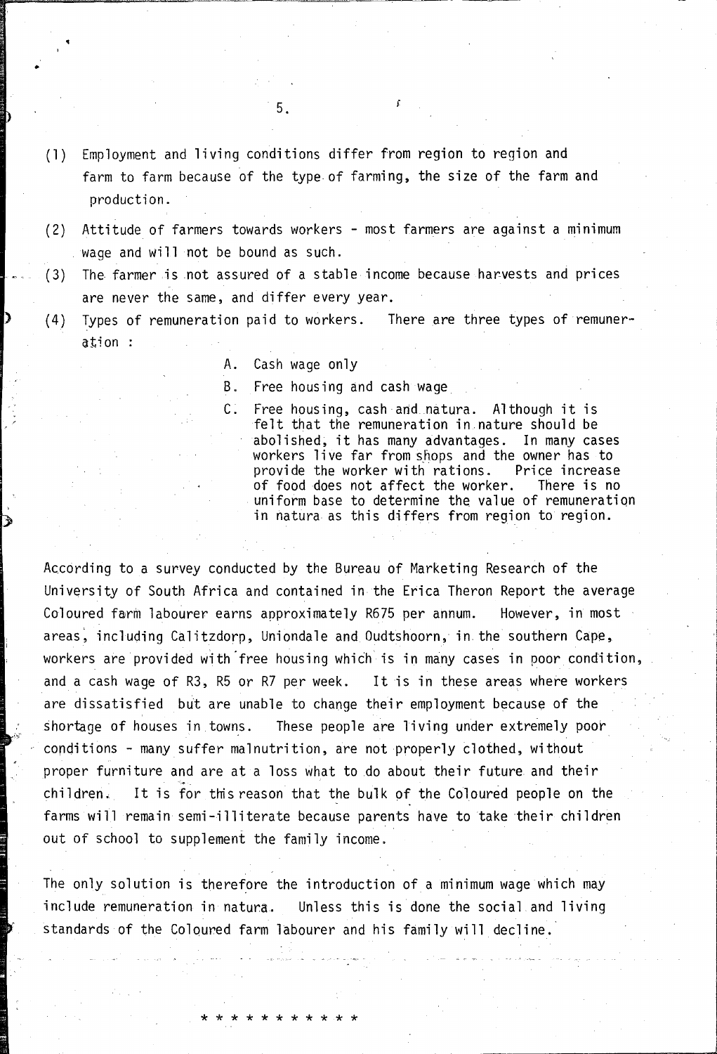(1) Employment and living conditions differ from region to region and farm to farm because of the type of farming, the size of the farm and production.

(2) Attitude of farmers towards workers - most farmers are against a minimum wage and will not be bound as such.

(3) The farmer is not assured of a stable income because harvests and prices are never the same, and differ every year.

(4) Types of remuneration paid to workers. There are three types of remuneration :

   A. Cash wage only

   B. Free housing and cash wage

   C. Free housing, cash and natura. Although it is felt that the remuneration in nature should be abolished, it has many advantages. In many cases workers live far from shops and the owner has to provide the worker with rations. Price increase of food does not affect the worker. There is no uniform base to determine the value of remuneration in natura as this differs from region to region.

According to a survey conducted by the Bureau of Marketing Research of the University of South Africa and contained in the Erica Theron Report the average Coloured farm labourer earns approximately R675 per annum. However, in most areas, including Calitzdorp, Uniondale and Oudtshoorn, in the southern Cape, workers are provided with free housing which is in many cases in poor condition, and a cash wage of R3, R5 or R7 per week. It is in these areas where workers are dissatisfied but are unable to change their employment because of the shortage of houses in towns. These people are living under extremely poor conditions - many suffer malnutrition, are not properly clothed, without proper furniture and are at a loss what to do about their future and their children. It is for this reason that the bulk of the Coloured people on the farms will remain semi-illiterate because parents have to take their children out of school to supplement the family income.

The only solution is therefore the introduction of a minimum wage which may include remuneration in natura. Unless this is done the social and living standards of the Coloured farm labourer and his family will decline.

* * * * * * * * * * *